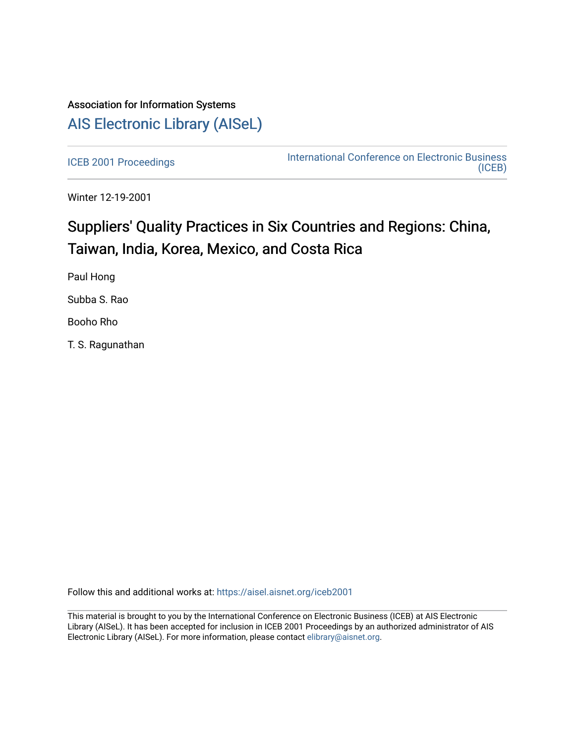Association for Information Systems

# AIS Electronic Library (AISeL)

ICEB 2001 Proceedings

International Conference on Electronic Business (ICEB)

Winter 12-19-2001

# Suppliers' Quality Practices in Six Countries and Regions: China, Taiwan, India, Korea, Mexico, and Costa Rica

Paul Hong

Subba S. Rao

Booho Rho

T. S. Ragunathan

Follow this and additional works at: https://aisel.aisnet.org/iceb2001

This material is brought to you by the International Conference on Electronic Business (ICEB) at AIS Electronic Library (AISeL). It has been accepted for inclusion in ICEB 2001 Proceedings by an authorized administrator of AIS Electronic Library (AISeL). For more information, please contact elibrary@aisnet.org.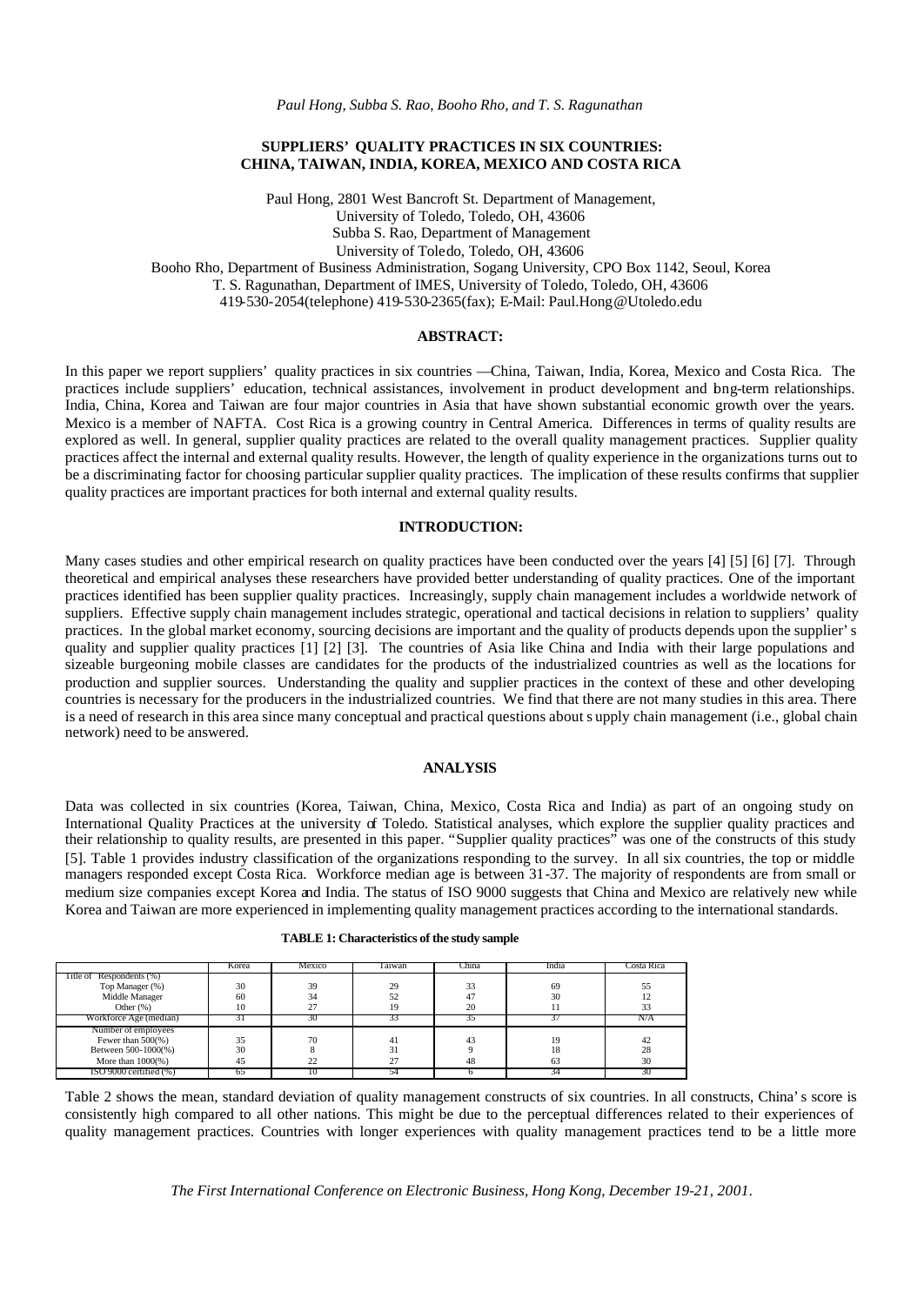*Paul Hong, Subba S. Rao, Booho Rho, and T. S. Ragunathan*

**SUPPLIERS' QUALITY PRACTICES IN SIX COUNTRIES: CHINA, TAIWAN, INDIA, KOREA, MEXICO AND COSTA RICA**

Paul Hong, 2801 West Bancroft St. Department of Management,
University of Toledo, Toledo, OH, 43606
Subba S. Rao, Department of Management
University of Toledo, Toledo, OH, 43606
Booho Rho, Department of Business Administration, Sogang University, CPO Box 1142, Seoul, Korea
T. S. Ragunathan, Department of IMES, University of Toledo, Toledo, OH, 43606
419-530-2054(telephone) 419-530-2365(fax); E-Mail: Paul.Hong@Utoledo.edu

## ABSTRACT:

In this paper we report suppliers' quality practices in six countries —China, Taiwan, India, Korea, Mexico and Costa Rica. The practices include suppliers' education, technical assistances, involvement in product development and long-term relationships. India, China, Korea and Taiwan are four major countries in Asia that have shown substantial economic growth over the years. Mexico is a member of NAFTA. Cost Rica is a growing country in Central America. Differences in terms of quality results are explored as well. In general, supplier quality practices are related to the overall quality management practices. Supplier quality practices affect the internal and external quality results. However, the length of quality experience in the organizations turns out to be a discriminating factor for choosing particular supplier quality practices. The implication of these results confirms that supplier quality practices are important practices for both internal and external quality results.

## INTRODUCTION:

Many cases studies and other empirical research on quality practices have been conducted over the years [4] [5] [6] [7]. Through theoretical and empirical analyses these researchers have provided better understanding of quality practices. One of the important practices identified has been supplier quality practices. Increasingly, supply chain management includes a worldwide network of suppliers. Effective supply chain management includes strategic, operational and tactical decisions in relation to suppliers' quality practices. In the global market economy, sourcing decisions are important and the quality of products depends upon the supplier's quality and supplier quality practices [1] [2] [3]. The countries of Asia like China and India with their large populations and sizeable burgeoning mobile classes are candidates for the products of the industrialized countries as well as the locations for production and supplier sources. Understanding the quality and supplier practices in the context of these and other developing countries is necessary for the producers in the industrialized countries. We find that there are not many studies in this area. There is a need of research in this area since many conceptual and practical questions about supply chain management (i.e., global chain network) need to be answered.

## ANALYSIS

Data was collected in six countries (Korea, Taiwan, China, Mexico, Costa Rica and India) as part of an ongoing study on International Quality Practices at the university of Toledo. Statistical analyses, which explore the supplier quality practices and their relationship to quality results, are presented in this paper. "Supplier quality practices" was one of the constructs of this study [5]. Table 1 provides industry classification of the organizations responding to the survey. In all six countries, the top or middle managers responded except Costa Rica. Workforce median age is between 31-37. The majority of respondents are from small or medium size companies except Korea and India. The status of ISO 9000 suggests that China and Mexico are relatively new while Korea and Taiwan are more experienced in implementing quality management practices according to the international standards.

**TABLE 1: Characteristics of the study sample**

| | Korea | Mexico | Taiwan | China | India | Costa Rica |
|---|---|---|---|---|---|---|
| Title of Respondents (%) | | | | | | |
| Top Manager (%) | 30 | 39 | 29 | 33 | 69 | 55 |
| Middle Manager | 60 | 34 | 52 | 47 | 30 | 12 |
| Other (%) | 10 | 27 | 19 | 20 | 11 | 33 |
| Workforce Age (median) | 31 | 30 | 33 | 35 | 37 | N/A |
| Number of employees | | | | | | |
| Fewer than 500(%) | 35 | 70 | 41 | 43 | 19 | 42 |
| Between 500-1000(%) | 30 | 8 | 31 | 9 | 18 | 28 |
| More than 1000(%) | 45 | 22 | 27 | 48 | 63 | 30 |
| ISO 9000 certified (%) | 65 | 10 | 54 | 6 | 34 | 30 |

Table 2 shows the mean, standard deviation of quality management constructs of six countries. In all constructs, China's score is consistently high compared to all other nations. This might be due to the perceptual differences related to their experiences of quality management practices. Countries with longer experiences with quality management practices tend to be a little more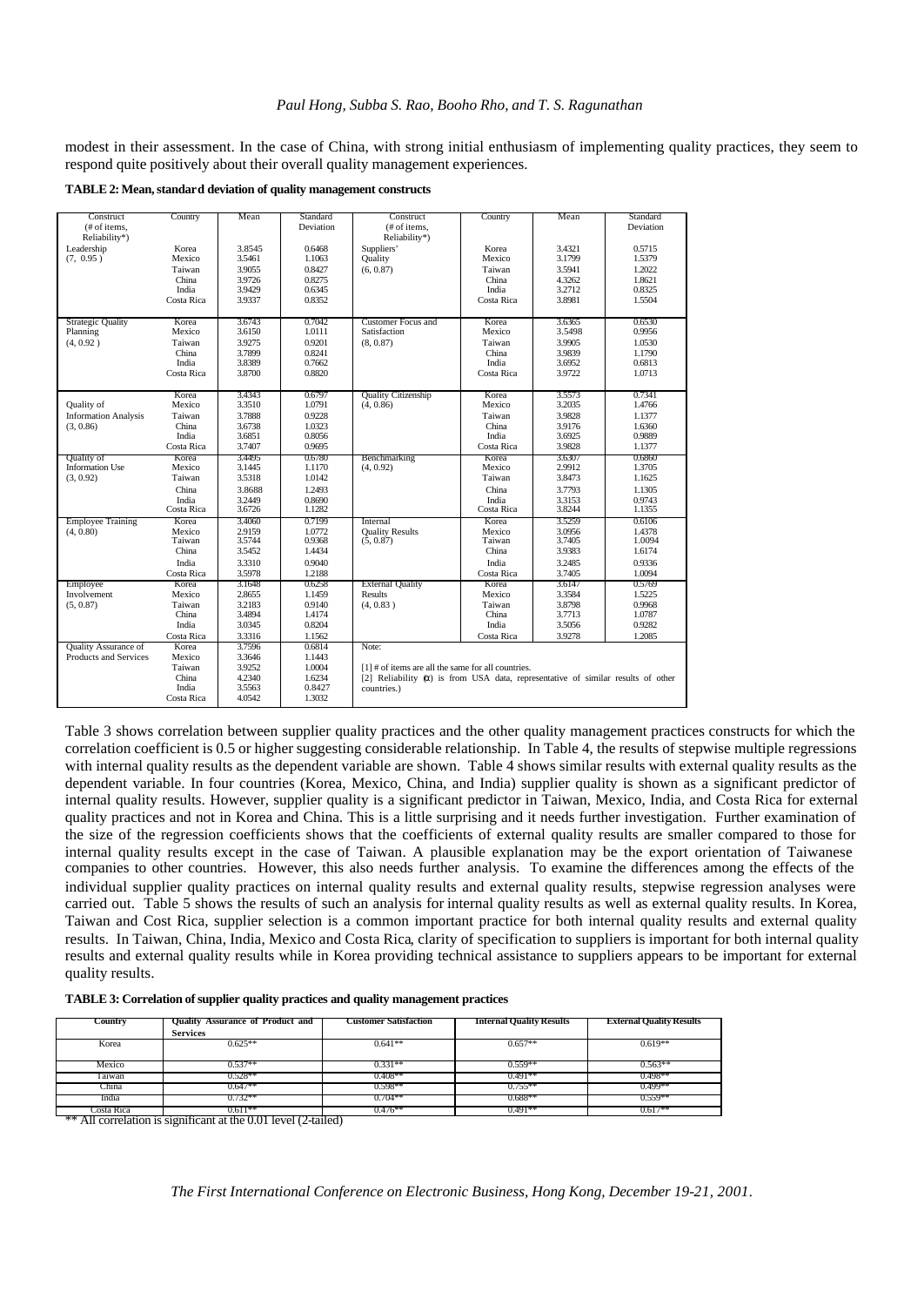modest in their assessment. In the case of China, with strong initial enthusiasm of implementing quality practices, they seem to respond quite positively about their overall quality management experiences.

**TABLE 2: Mean, standard deviation of quality management constructs**

| Construct (# of items, Reliability*) | Country | Mean | Standard Deviation | Construct (# of items, Reliability*) | Country | Mean | Standard Deviation |
|---|---|---|---|---|---|---|---|
| Leadership (7, 0.95) | Korea | 3.8545 | 0.6468 | Suppliers' Quality (6, 0.87) | Korea | 3.4321 | 0.5715 |
| | Mexico | 3.5461 | 1.1063 | | Mexico | 3.1799 | 1.5379 |
| | Taiwan | 3.9055 | 0.8427 | | Taiwan | 3.5941 | 1.2022 |
| | China | 3.9726 | 0.8275 | | China | 4.3262 | 1.8621 |
| | India | 3.9429 | 0.6345 | | India | 3.2712 | 0.8325 |
| | Costa Rica | 3.9337 | 0.8352 | | Costa Rica | 3.8981 | 1.5504 |
| Strategic Quality Planning (4, 0.92) | Korea | 3.6743 | 0.7042 | Customer Focus and Satisfaction (8, 0.87) | Korea | 3.6365 | 0.6530 |
| | Mexico | 3.6150 | 1.0111 | | Mexico | 3.5498 | 0.9956 |
| | Taiwan | 3.9275 | 0.9201 | | Taiwan | 3.9905 | 1.0530 |
| | China | 3.7899 | 0.8241 | | China | 3.9839 | 1.1790 |
| | India | 3.8389 | 0.7662 | | India | 3.6952 | 0.6813 |
| | Costa Rica | 3.8700 | 0.8820 | | Costa Rica | 3.9722 | 1.0713 |
| Quality of Information Analysis (3, 0.86) | Korea | 3.4343 | 0.6797 | Quality Citizenship (4, 0.86) | Korea | 3.5573 | 0.7341 |
| | Mexico | 3.3510 | 1.0791 | | Mexico | 3.2035 | 1.4766 |
| | Taiwan | 3.7888 | 0.9228 | | Taiwan | 3.9828 | 1.1377 |
| | China | 3.6738 | 1.0323 | | China | 3.9176 | 1.6360 |
| | India | 3.6851 | 0.8056 | | India | 3.6925 | 0.9889 |
| | Costa Rica | 3.7407 | 0.9695 | | Costa Rica | 3.9828 | 1.1377 |
| Quality of Information Use (3, 0.92) | Korea | 3.4495 | 0.6780 | Benchmarking (4, 0.92) | Korea | 3.6307 | 0.6860 |
| | Mexico | 3.1445 | 1.1170 | | Mexico | 2.9912 | 1.3705 |
| | Taiwan | 3.5318 | 1.0142 | | Taiwan | 3.8473 | 1.1625 |
| | China | 3.8688 | 1.2493 | | China | 3.7793 | 1.1305 |
| | India | 3.2449 | 0.8690 | | India | 3.3153 | 0.9743 |
| | Costa Rica | 3.6726 | 1.1282 | | Costa Rica | 3.8244 | 1.1355 |
| Employee Training (4, 0.80) | Korea | 3.4060 | 0.7199 | Internal Quality Results (5, 0.87) | Korea | 3.5259 | 0.6106 |
| | Mexico | 2.9159 | 1.0772 | | Mexico | 3.0956 | 1.4378 |
| | Taiwan | 3.5744 | 0.9368 | | Taiwan | 3.7405 | 1.0094 |
| | China | 3.5452 | 1.4434 | | China | 3.9383 | 1.6174 |
| | India | 3.3310 | 0.9040 | | India | 3.2485 | 0.9336 |
| | Costa Rica | 3.5978 | 1.2188 | | Costa Rica | 3.7405 | 1.0094 |
| Employee Involvement (5, 0.87) | Korea | 3.1648 | 0.6258 | External Quality Results (4, 0.83) | Korea | 3.6147 | 0.5769 |
| | Mexico | 2.8655 | 1.1459 | | Mexico | 3.3584 | 1.5225 |
| | Taiwan | 3.2183 | 0.9140 | | Taiwan | 3.8798 | 0.9968 |
| | China | 3.4894 | 1.4174 | | China | 3.7713 | 1.0787 |
| | India | 3.0345 | 0.8204 | | India | 3.5056 | 0.9282 |
| | Costa Rica | 3.3316 | 1.1562 | | Costa Rica | 3.9278 | 1.2085 |
| Quality Assurance of Products and Services | Korea | 3.7596 | 0.6814 | Note: | | | |
| | Mexico | 3.3646 | 1.1443 | [1] # of items are all the same for all countries. | | | |
| | Taiwan | 3.9252 | 1.0004 | [2] Reliability (α) is from USA data, representative of similar results of other countries.) | | | |
| | China | 4.2340 | 1.6234 | | | | |
| | India | 3.5563 | 0.8427 | | | | |
| | Costa Rica | 4.0542 | 1.3032 | | | | |

Table 3 shows correlation between supplier quality practices and the other quality management practices constructs for which the correlation coefficient is 0.5 or higher suggesting considerable relationship. In Table 4, the results of stepwise multiple regressions with internal quality results as the dependent variable are shown. Table 4 shows similar results with external quality results as the dependent variable. In four countries (Korea, Mexico, China, and India) supplier quality is shown as a significant predictor of internal quality results. However, supplier quality is a significant predictor in Taiwan, Mexico, India, and Costa Rica for external quality practices and not in Korea and China. This is a little surprising and it needs further investigation. Further examination of the size of the regression coefficients shows that the coefficients of external quality results are smaller compared to those for internal quality results except in the case of Taiwan. A plausible explanation may be the export orientation of Taiwanese companies to other countries. However, this also needs further analysis. To examine the differences among the effects of the individual supplier quality practices on internal quality results and external quality results, stepwise regression analyses were carried out. Table 5 shows the results of such an analysis for internal quality results as well as external quality results. In Korea, Taiwan and Cost Rica, supplier selection is a common important practice for both internal quality results and external quality results. In Taiwan, China, India, Mexico and Costa Rica, clarity of specification to suppliers is important for both internal quality results and external quality results while in Korea providing technical assistance to suppliers appears to be important for external quality results.

**TABLE 3: Correlation of supplier quality practices and quality management practices**

| Country | Quality Assurance of Product and Services | Customer Satisfaction | Internal Quality Results | External Quality Results |
|---|---|---|---|---|
| Korea | 0.625** | 0.641** | 0.657** | 0.619** |
| Mexico | 0.537** | 0.331** | 0.559** | 0.563** |
| Taiwan | 0.528** | 0.408** | 0.491** | 0.498** |
| China | 0.647** | 0.598** | 0.755** | 0.499** |
| India | 0.732** | 0.704** | 0.688** | 0.559** |
| Costa Rica | 0.611** | 0.476** | 0.491** | 0.617** |

** All correlation is significant at the 0.01 level (2-tailed)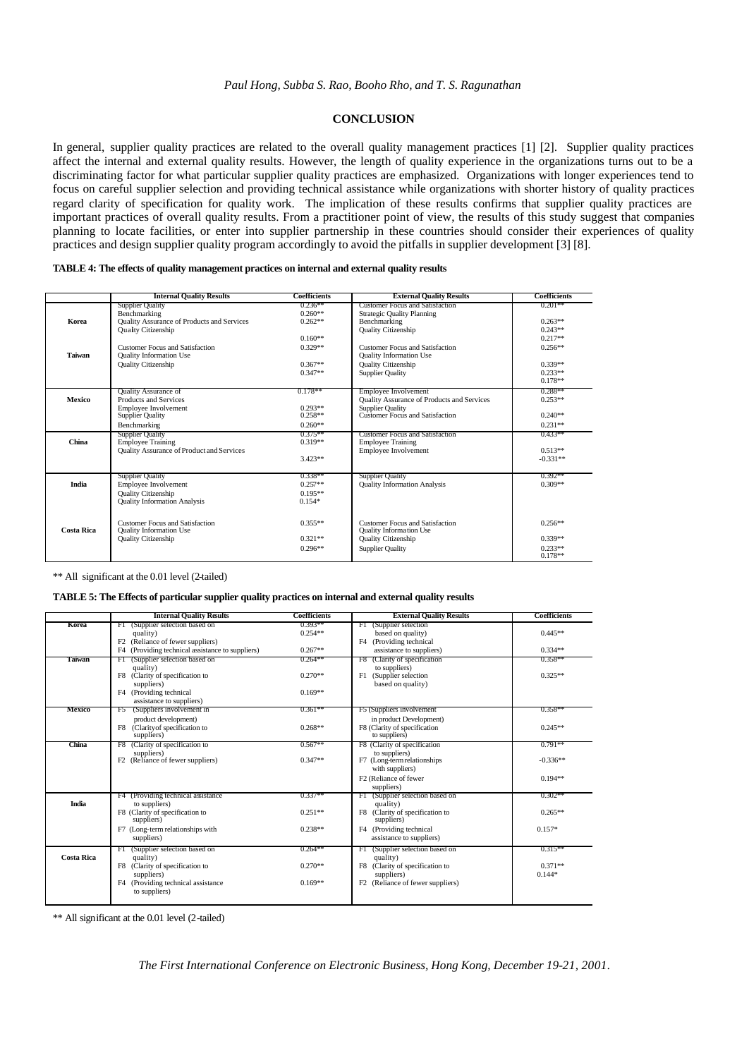## CONCLUSION

In general, supplier quality practices are related to the overall quality management practices [1] [2]. Supplier quality practices affect the internal and external quality results. However, the length of quality experience in the organizations turns out to be a discriminating factor for what particular supplier quality practices are emphasized. Organizations with longer experiences tend to focus on careful supplier selection and providing technical assistance while organizations with shorter history of quality practices regard clarity of specification for quality work. The implication of these results confirms that supplier quality practices are important practices of overall quality results. From a practitioner point of view, the results of this study suggest that companies planning to locate facilities, or enter into supplier partnership in these countries should consider their experiences of quality practices and design supplier quality program accordingly to avoid the pitfalls in supplier development [3] [8].

**TABLE 4: The effects of quality management practices on internal and external quality results**

| | Internal Quality Results | Coefficients | External Quality Results | Coefficients |
|---|---|---|---|---|
| Korea | Supplier Quality<br>Benchmarking<br>Quality Assurance of Products and Services<br>Quality Citizenship | 0.236**<br>0.260**<br>0.262**<br><br>0.160** | Customer Focus and Satisfaction<br>Strategic Quality Planning<br>Benchmarking<br>Quality Citizenship | 0.201**<br><br>0.263**<br>0.243**<br>0.217** |
| Taiwan | Customer Focus and Satisfaction<br>Quality Information Use<br>Quality Citizenship | 0.329**<br><br>0.367**<br>0.347** | Customer Focus and Satisfaction<br>Quality Information Use<br>Quality Citizenship<br>Supplier Quality | 0.256**<br><br>0.339**<br>0.233**<br>0.178** |
| Mexico | Quality Assurance of<br>Products and Services<br>Employee Involvement<br>Supplier Quality<br>Benchmarking | 0.178**<br><br>0.293**<br>0.258**<br>0.260** | Employee Involvement<br>Quality Assurance of Products and Services<br>Supplier Quality<br>Customer Focus and Satisfaction | 0.288**<br>0.253**<br><br>0.240**<br>0.231** |
| China | Supplier Quality<br>Employee Training<br>Quality Assurance of Product and Services | 0.375**<br>0.319**<br><br>3.423** | Customer Focus and Satisfaction<br>Employee Training<br>Employee Involvement | 0.433**<br><br>0.513**<br>-0.331** |
| India | Supplier Quality<br>Employee Involvement<br>Quality Citizenship<br>Quality Information Analysis | 0.338**<br>0.257**<br>0.195**<br>0.154* | Supplier Quality<br>Quality Information Analysis | 0.392**<br>0.309** |
| Costa Rica | Customer Focus and Satisfaction<br>Quality Information Use<br>Quality Citizenship | 0.355**<br><br>0.321**<br>0.296** | Customer Focus and Satisfaction<br>Quality Information Use<br>Quality Citizenship<br>Supplier Quality | 0.256**<br><br>0.339**<br>0.233**<br>0.178** |

** All significant at the 0.01 level (2-tailed)

**TABLE 5: The Effects of particular supplier quality practices on internal and external quality results**

| | Internal Quality Results | Coefficients | External Quality Results | Coefficients |
|---|---|---|---|---|
| Korea | F1 (Supplier selection based on quality)<br>F2 (Reliance of fewer suppliers)<br>F4 (Providing technical assistance to suppliers) | 0.393**<br>0.254**<br>0.267** | F1 (Supplier selection based on quality)<br>F4 (Providing technical assistance to suppliers) | 0.445**<br>0.334** |
| Taiwan | F1 (Supplier selection based on quality)<br>F8 (Clarity of specification to suppliers)<br>F4 (Providing technical assistance to suppliers) | 0.264**<br>0.270**<br>0.169** | F8 (Clarity of specification to suppliers)<br>F1 (Supplier selection based on quality) | 0.358**<br>0.325** |
| Mexico | F5 (Suppliers involvement in product development)<br>F8 (Clarityof specification to suppliers) | 0.361**<br>0.268** | F5 (Suppliers involvement in product Development)<br>F8 (Clarity of specification to suppliers) | 0.358**<br>0.245** |
| China | F8 (Clarity of specification to suppliers)<br>F2 (Reliance of fewer suppliers) | 0.567**<br>0.347** | F8 (Clarity of specification to suppliers)<br>F7 (Long-term relationships with suppliers)<br>F2 (Reliance of fewer suppliers) | 0.791**<br>-0.336**<br>0.194** |
| India | F4 (Providing technical assistance to suppliers)<br>F8 (Clarity of specification to suppliers)<br>F7 (Long-term relationships with suppliers) | 0.337**<br>0.251**<br>0.238** | F1 (Supplier selection based on quality)<br>F8 (Clarity of specification to suppliers)<br>F4 (Providing technical assistance to suppliers) | 0.302**<br>0.265**<br>0.157* |
| Costa Rica | F1 (Supplier selection based on quality)<br>F8 (Clarity of specification to suppliers)<br>F4 (Providing technical assistance to suppliers) | 0.264**<br>0.270**<br>0.169** | F1 (Supplier selection based on quality)<br>F8 (Clarity of specification to suppliers)<br>F2 (Reliance of fewer suppliers) | 0.315**<br>0.371**<br>0.144* |

** All significant at the 0.01 level (2-tailed)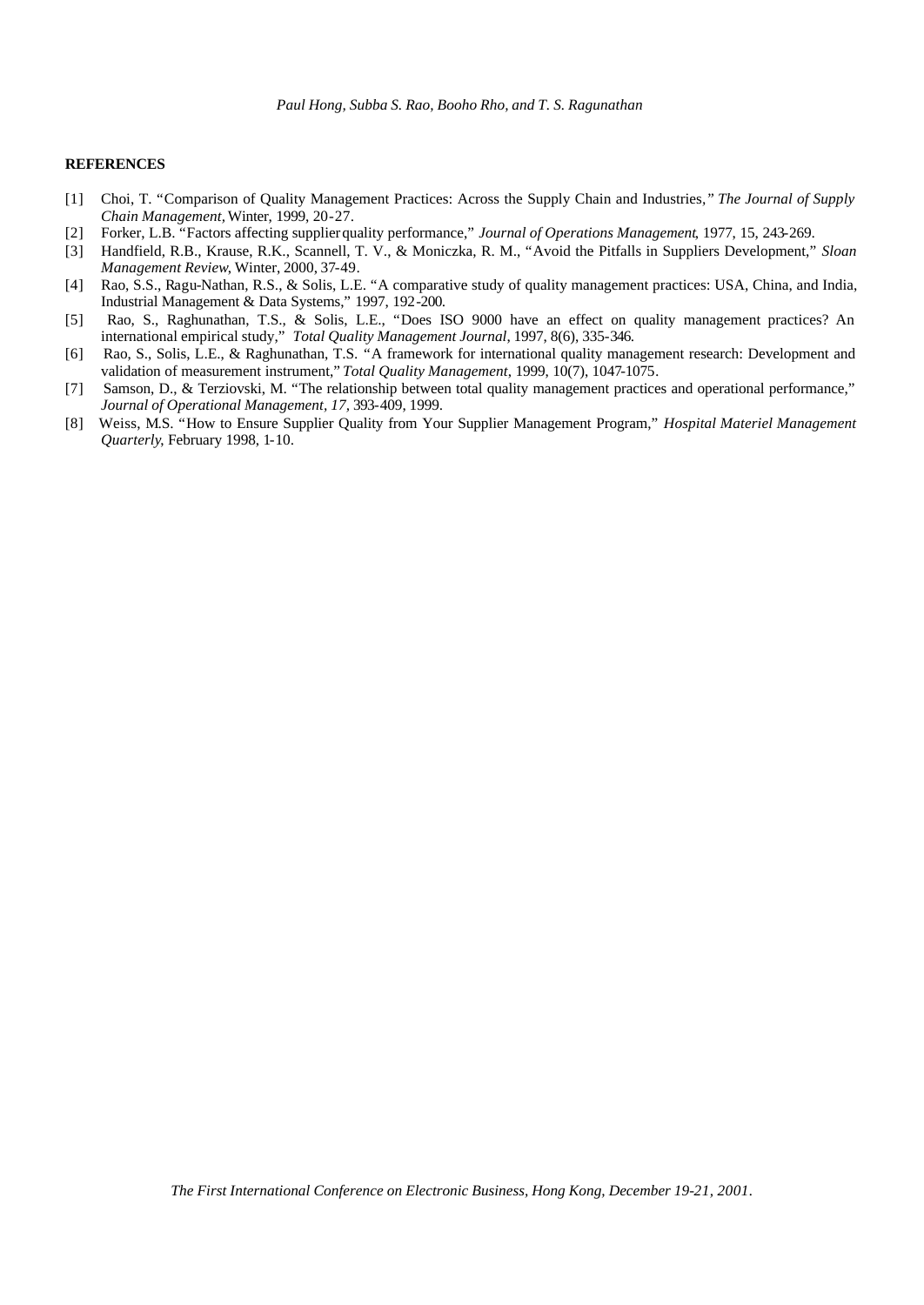## REFERENCES

[1] Choi, T. "Comparison of Quality Management Practices: Across the Supply Chain and Industries," *The Journal of Supply Chain Management*, Winter, 1999, 20-27.

[2] Forker, L.B. "Factors affecting supplier quality performance," *Journal of Operations Management*, 1977, 15, 243-269.

[3] Handfield, R.B., Krause, R.K., Scannell, T. V., & Moniczka, R. M., "Avoid the Pitfalls in Suppliers Development," *Sloan Management Review*, Winter, 2000, 37-49.

[4] Rao, S.S., Ragu-Nathan, R.S., & Solis, L.E. "A comparative study of quality management practices: USA, China, and India, Industrial Management & Data Systems," 1997, 192-200.

[5] Rao, S., Raghunathan, T.S., & Solis, L.E., "Does ISO 9000 have an effect on quality management practices? An international empirical study," *Total Quality Management Journal*, 1997, 8(6), 335-346.

[6] Rao, S., Solis, L.E., & Raghunathan, T.S. "A framework for international quality management research: Development and validation of measurement instrument," *Total Quality Management*, 1999, 10(7), 1047-1075.

[7] Samson, D., & Terziovski, M. "The relationship between total quality management practices and operational performance," *Journal of Operational Management, 17*, 393-409, 1999.

[8] Weiss, M.S. "How to Ensure Supplier Quality from Your Supplier Management Program," *Hospital Materiel Management Quarterly*, February 1998, 1-10.